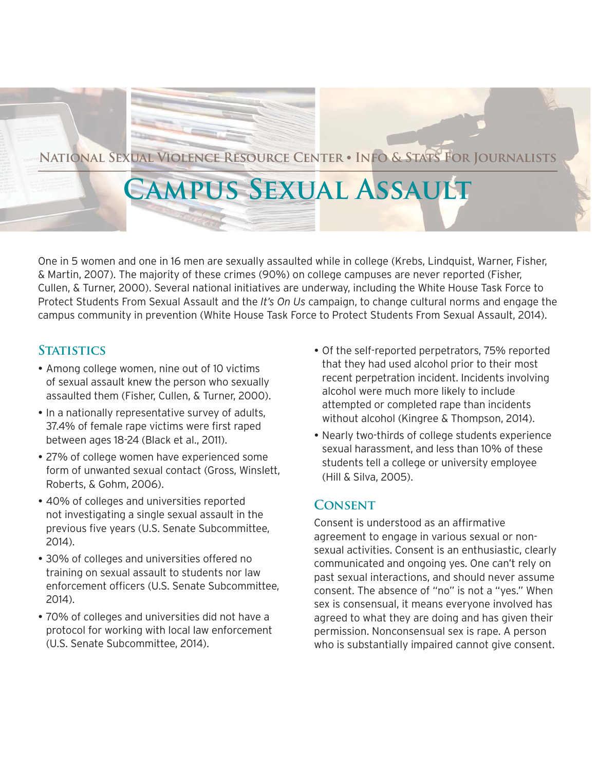National Sexual Violence Resource Center • Info & Stats For Journalists

# Campus Sexual Assault

One in 5 women and one in 16 men are sexually assaulted while in college (Krebs, Lindquist, Warner, Fisher, & Martin, 2007). The majority of these crimes (90%) on college campuses are never reported (Fisher, Cullen, & Turner, 2000). Several national initiatives are underway, including the White House Task Force to Protect Students From Sexual Assault and the *It's On Us* campaign, to change cultural norms and engage the campus community in prevention (White House Task Force to Protect Students From Sexual Assault, 2014).

## Statistics

- Among college women, nine out of 10 victims of sexual assault knew the person who sexually assaulted them (Fisher, Cullen, & Turner, 2000).
- In a nationally representative survey of adults, 37.4% of female rape victims were first raped between ages 18-24 (Black et al., 2011).
- 27% of college women have experienced some form of unwanted sexual contact (Gross, Winslett, Roberts, & Gohm, 2006).
- 40% of colleges and universities reported not investigating a single sexual assault in the previous five years (U.S. Senate Subcommittee, 2014).
- 30% of colleges and universities offered no training on sexual assault to students nor law enforcement officers (U.S. Senate Subcommittee, 2014).
- 70% of colleges and universities did not have a protocol for working with local law enforcement (U.S. Senate Subcommittee, 2014).
- Of the self-reported perpetrators, 75% reported that they had used alcohol prior to their most recent perpetration incident. Incidents involving alcohol were much more likely to include attempted or completed rape than incidents without alcohol (Kingree & Thompson, 2014).
- Nearly two-thirds of college students experience sexual harassment, and less than 10% of these students tell a college or university employee (Hill & Silva, 2005).

## Consent

Consent is understood as an affirmative agreement to engage in various sexual or non-sexual activities. Consent is an enthusiastic, clearly communicated and ongoing yes. One can't rely on past sexual interactions, and should never assume consent. The absence of "no" is not a "yes." When sex is consensual, it means everyone involved has agreed to what they are doing and has given their permission. Nonconsensual sex is rape. A person who is substantially impaired cannot give consent.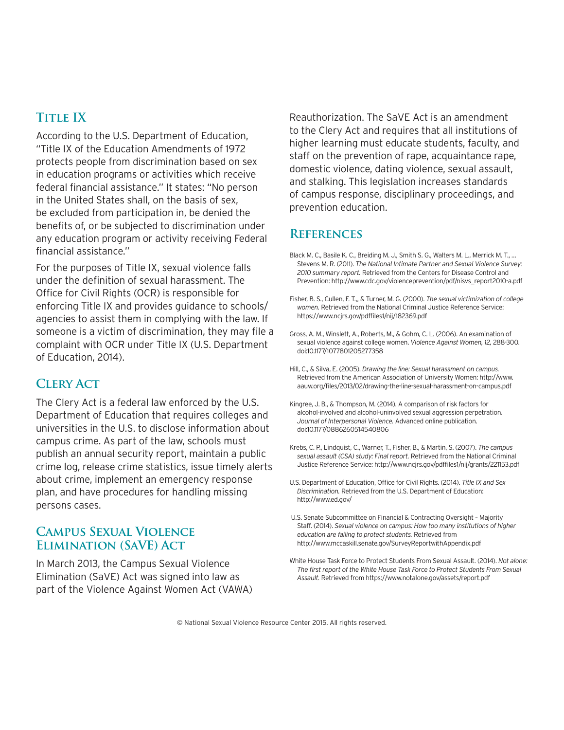## Title IX

According to the U.S. Department of Education, "Title IX of the Education Amendments of 1972 protects people from discrimination based on sex in education programs or activities which receive federal financial assistance." It states: "No person in the United States shall, on the basis of sex, be excluded from participation in, be denied the benefits of, or be subjected to discrimination under any education program or activity receiving Federal financial assistance."

For the purposes of Title IX, sexual violence falls under the definition of sexual harassment. The Office for Civil Rights (OCR) is responsible for enforcing Title IX and provides guidance to schools/agencies to assist them in complying with the law. If someone is a victim of discrimination, they may file a complaint with OCR under Title IX (U.S. Department of Education, 2014).

## Clery Act

The Clery Act is a federal law enforced by the U.S. Department of Education that requires colleges and universities in the U.S. to disclose information about campus crime. As part of the law, schools must publish an annual security report, maintain a public crime log, release crime statistics, issue timely alerts about crime, implement an emergency response plan, and have procedures for handling missing persons cases.

## Campus Sexual Violence Elimination (SaVE) Act

In March 2013, the Campus Sexual Violence Elimination (SaVE) Act was signed into law as part of the Violence Against Women Act (VAWA) Reauthorization. The SaVE Act is an amendment to the Clery Act and requires that all institutions of higher learning must educate students, faculty, and staff on the prevention of rape, acquaintance rape, domestic violence, dating violence, sexual assault, and stalking. This legislation increases standards of campus response, disciplinary proceedings, and prevention education.

## References

Black M. C., Basile K. C., Breiding M. J., Smith S. G., Walters M. L., Merrick M. T., … Stevens M. R. (2011). *The National Intimate Partner and Sexual Violence Survey: 2010 summary report.* Retrieved from the Centers for Disease Control and Prevention: http://www.cdc.gov/violenceprevention/pdf/nisvs_report2010-a.pdf

Fisher, B. S., Cullen, F. T.,, & Turner, M. G. (2000). *The sexual victimization of college women.* Retrieved from the National Criminal Justice Reference Service: https://www.ncjrs.gov/pdffiles1/nij/182369.pdf

Gross, A. M., Winslett, A., Roberts, M., & Gohm, C. L. (2006). An examination of sexual violence against college women. *Violence Against Women, 12,* 288-300. doi:10.1177/1077801205277358

Hill, C., & Silva, E. (2005). *Drawing the line: Sexual harassment on campus.* Retrieved from the American Association of University Women: http://www.aauw.org/files/2013/02/drawing-the-line-sexual-harassment-on-campus.pdf

Kingree, J. B., & Thompson, M. (2014). A comparison of risk factors for alcohol-involved and alcohol-uninvolved sexual aggression perpetration. *Journal of Interpersonal Violence.* Advanced online publication. doi:10.1177/0886260514540806

Krebs, C. P., Lindquist, C., Warner, T., Fisher, B., & Martin, S. (2007). *The campus sexual assault (CSA) study: Final report.* Retrieved from the National Criminal Justice Reference Service: http://www.ncjrs.gov/pdffiles1/nij/grants/221153.pdf

U.S. Department of Education, Office for Civil Rights. (2014). *Title IX and Sex Discrimination.* Retrieved from the U.S. Department of Education: http://www.ed.gov/

U.S. Senate Subcommittee on Financial & Contracting Oversight – Majority Staff. (2014). *Sexual violence on campus: How too many institutions of higher education are failing to protect students.* Retrieved from http://www.mccaskill.senate.gov/SurveyReportwithAppendix.pdf

White House Task Force to Protect Students From Sexual Assault. (2014). *Not alone: The first report of the White House Task Force to Protect Students From Sexual Assault.* Retrieved from https://www.notalone.gov/assets/report.pdf

© National Sexual Violence Resource Center 2015. All rights reserved.